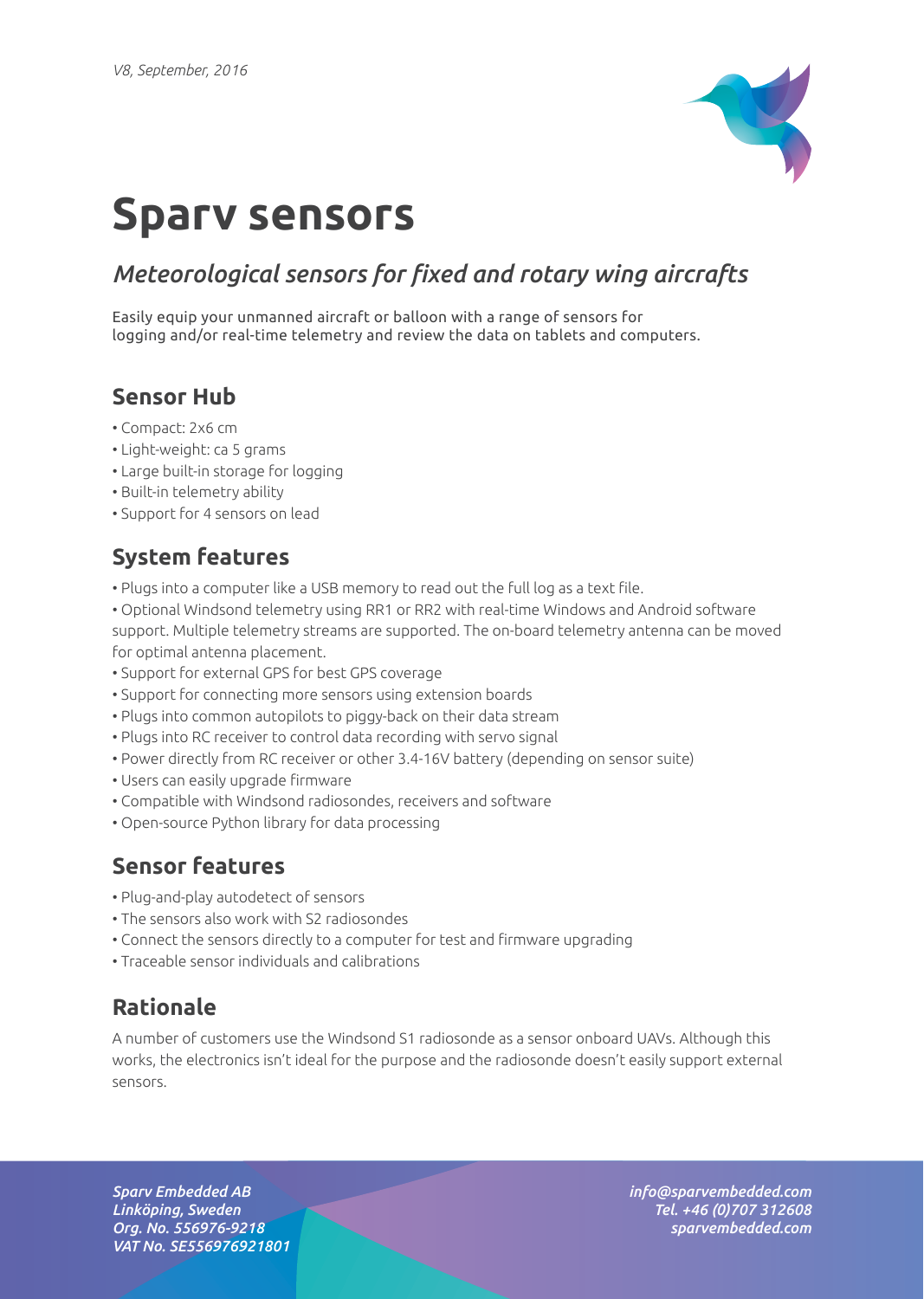*V8, September, 2016*

# Sparv sensors

## *Meteorological sensors for fixed and rotary wing aircrafts*

Easily equip your unmanned aircraft or balloon with a range of sensors for logging and/or real-time telemetry and review the data on tablets and computers.

## Sensor Hub

- Compact: 2x6 cm
- Light-weight: ca 5 grams
- Large built-in storage for logging
- Built-in telemetry ability
- Support for 4 sensors on lead

## System features

- Plugs into a computer like a USB memory to read out the full log as a text file.
- Optional Windsond telemetry using RR1 or RR2 with real-time Windows and Android software support. Multiple telemetry streams are supported. The on-board telemetry antenna can be moved for optimal antenna placement.
- Support for external GPS for best GPS coverage
- Support for connecting more sensors using extension boards
- Plugs into common autopilots to piggy-back on their data stream
- Plugs into RC receiver to control data recording with servo signal
- Power directly from RC receiver or other 3.4-16V battery (depending on sensor suite)
- Users can easily upgrade firmware
- Compatible with Windsond radiosondes, receivers and software
- Open-source Python library for data processing

## Sensor features

- Plug-and-play autodetect of sensors
- The sensors also work with S2 radiosondes
- Connect the sensors directly to a computer for test and firmware upgrading
- Traceable sensor individuals and calibrations

## Rationale

A number of customers use the Windsond S1 radiosonde as a sensor onboard UAVs. Although this works, the electronics isn't ideal for the purpose and the radiosonde doesn't easily support external sensors.

***Sparv Embedded AB***
***Linköping, Sweden***
***Org. No. 556976-9218***
***VAT No. SE556976921801***

***info@sparvembedded.com***
***Tel. +46 (0)707 312608***
***sparvembedded.com***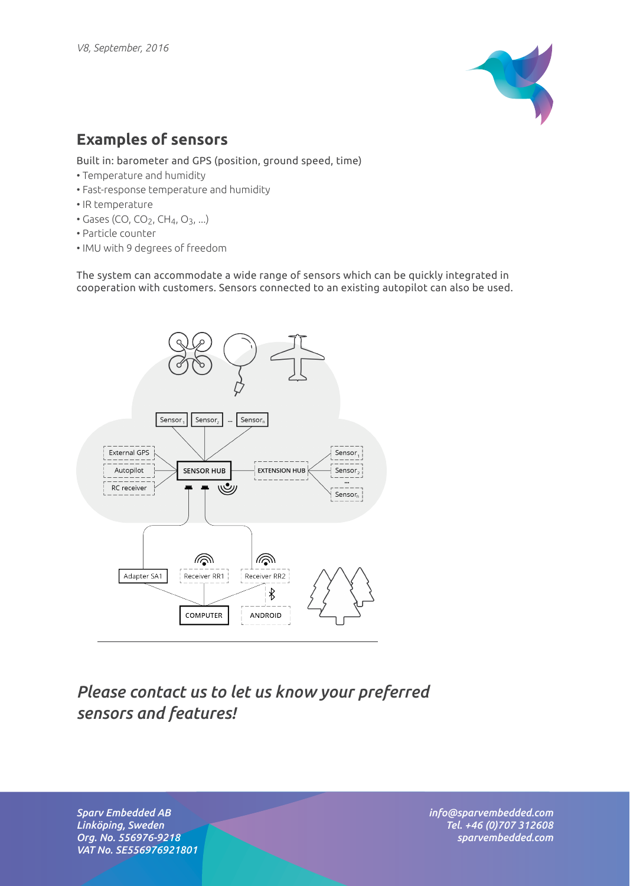## Examples of sensors

Built in: barometer and GPS (position, ground speed, time)

- Temperature and humidity
- Fast-response temperature and humidity
- IR temperature
- Gases (CO, $CO_2$, $CH_4$, $O_3$, ...)
- Particle counter
- IMU with 9 degrees of freedom

The system can accommodate a wide range of sensors which can be quickly integrated in cooperation with customers. Sensors connected to an existing autopilot can also be used.

Sensor$_1$
Sensor$_2$
...
Sensor$_n$
External GPS
Autopilot
RC receiver
SENSOR HUB
EXTENSION HUB
Sensor$_1$
Sensor$_2$
...
Sensor$_n$
Adapter SA1
Receiver RR1
Receiver RR2
COMPUTER
ANDROID

*Please contact us to let us know your preferred sensors and features!*

*Sparv Embedded AB*
*Linköping, Sweden*
*Org. No. 556976-9218*
*VAT No. SE556976921801*

*info@sparvembedded.com*
*Tel. +46 (0)707 312608*
*sparvembedded.com*